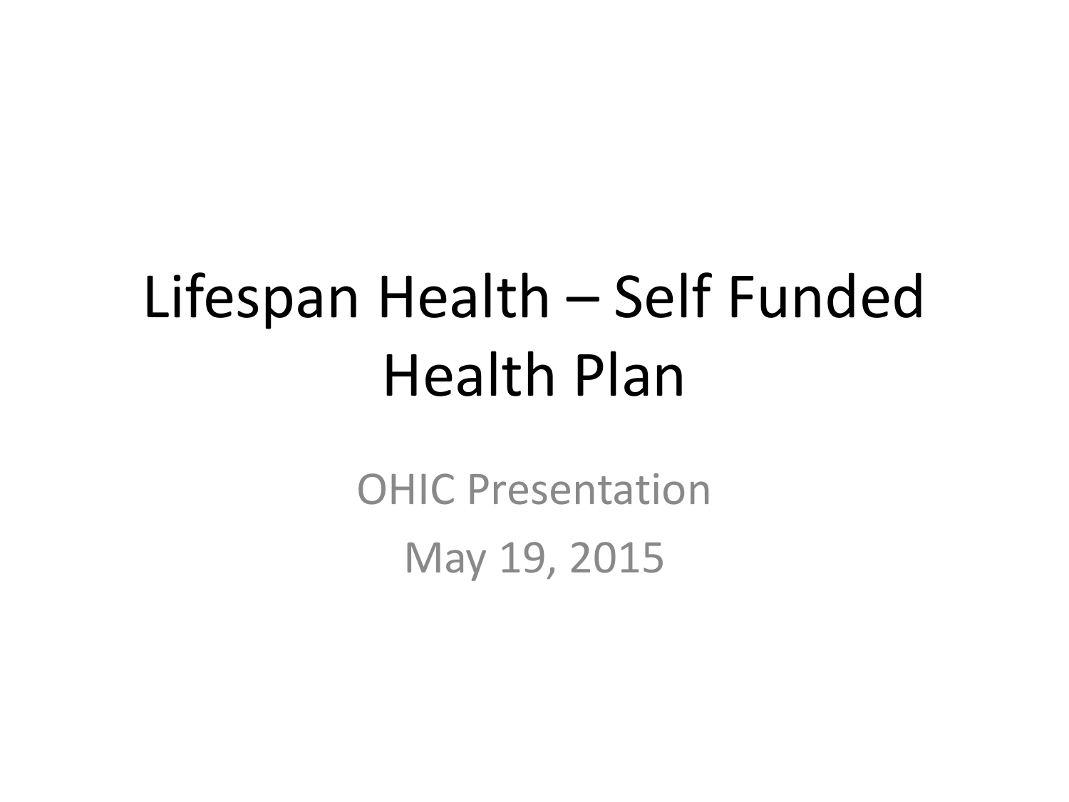# Lifespan Health – Self Funded Health Plan

OHIC Presentation

May 19, 2015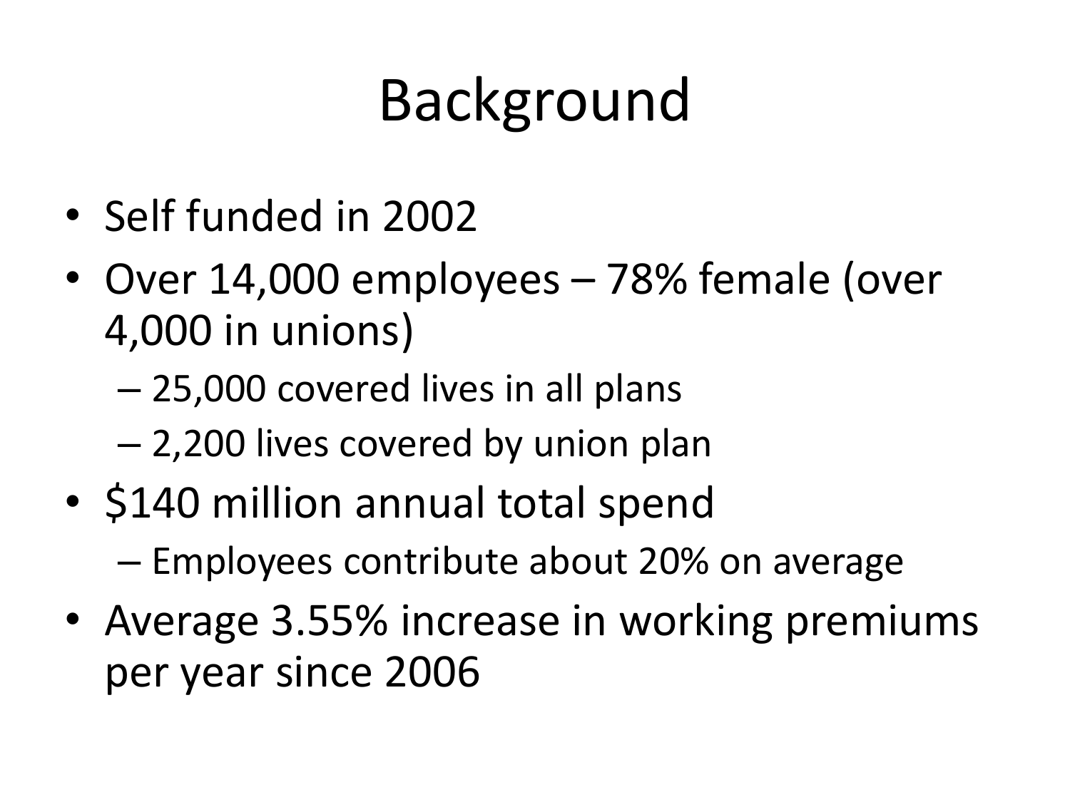# Background

- Self funded in 2002
- Over 14,000 employees – 78% female (over 4,000 in unions)
  - 25,000 covered lives in all plans
  - 2,200 lives covered by union plan
- $140 million annual total spend
  - Employees contribute about 20% on average
- Average 3.55% increase in working premiums per year since 2006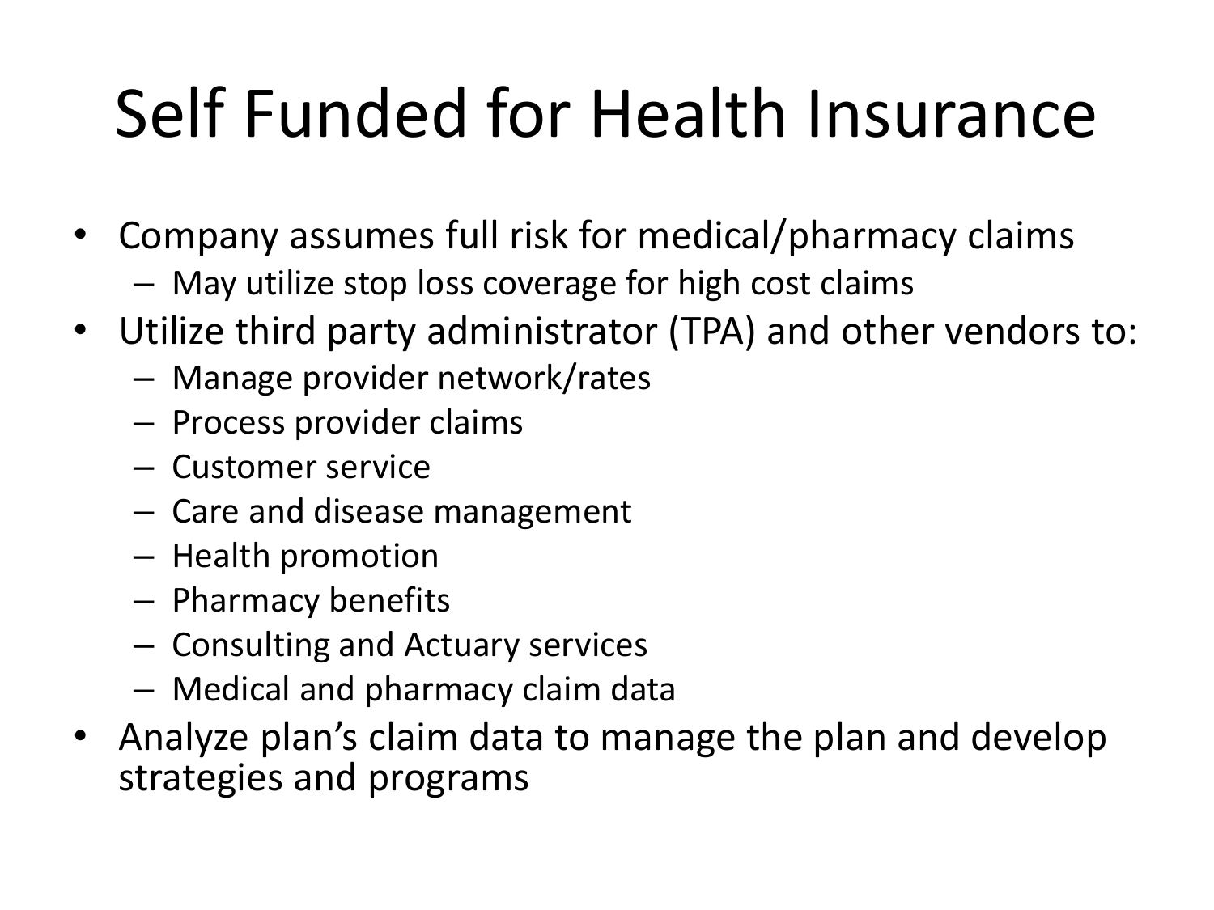# Self Funded for Health Insurance

- Company assumes full risk for medical/pharmacy claims
  - May utilize stop loss coverage for high cost claims
- Utilize third party administrator (TPA) and other vendors to:
  - Manage provider network/rates
  - Process provider claims
  - Customer service
  - Care and disease management
  - Health promotion
  - Pharmacy benefits
  - Consulting and Actuary services
  - Medical and pharmacy claim data
- Analyze plan’s claim data to manage the plan and develop strategies and programs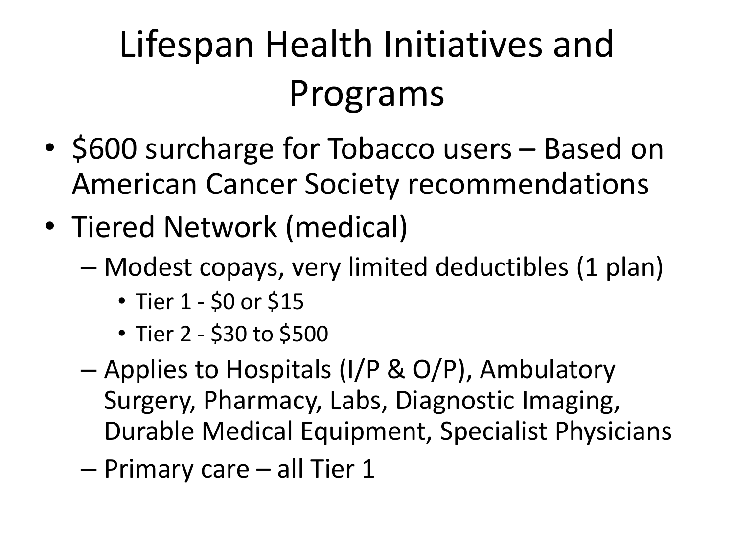# Lifespan Health Initiatives and Programs

- $600 surcharge for Tobacco users – Based on American Cancer Society recommendations
- Tiered Network (medical)
  - Modest copays, very limited deductibles (1 plan)
    - Tier 1 - $0 or $15
    - Tier 2 - $30 to $500
  - Applies to Hospitals (I/P & O/P), Ambulatory Surgery, Pharmacy, Labs, Diagnostic Imaging, Durable Medical Equipment, Specialist Physicians
  - Primary care – all Tier 1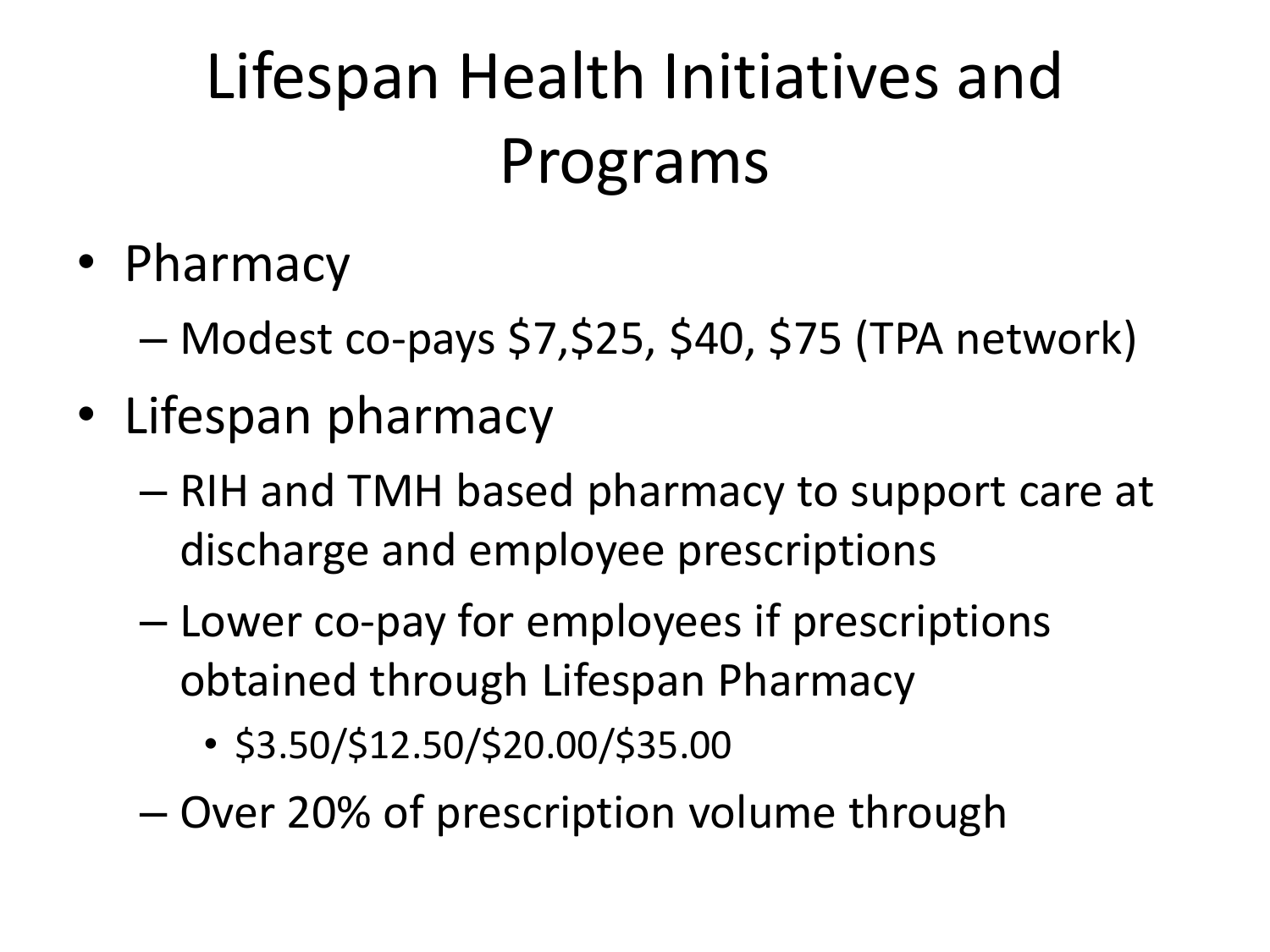# Lifespan Health Initiatives and Programs

- Pharmacy
  - Modest co-pays $7,$25, $40, $75 (TPA network)
- Lifespan pharmacy
  - RIH and TMH based pharmacy to support care at discharge and employee prescriptions
  - Lower co-pay for employees if prescriptions obtained through Lifespan Pharmacy
    - $3.50/$12.50/$20.00/$35.00
  - Over 20% of prescription volume through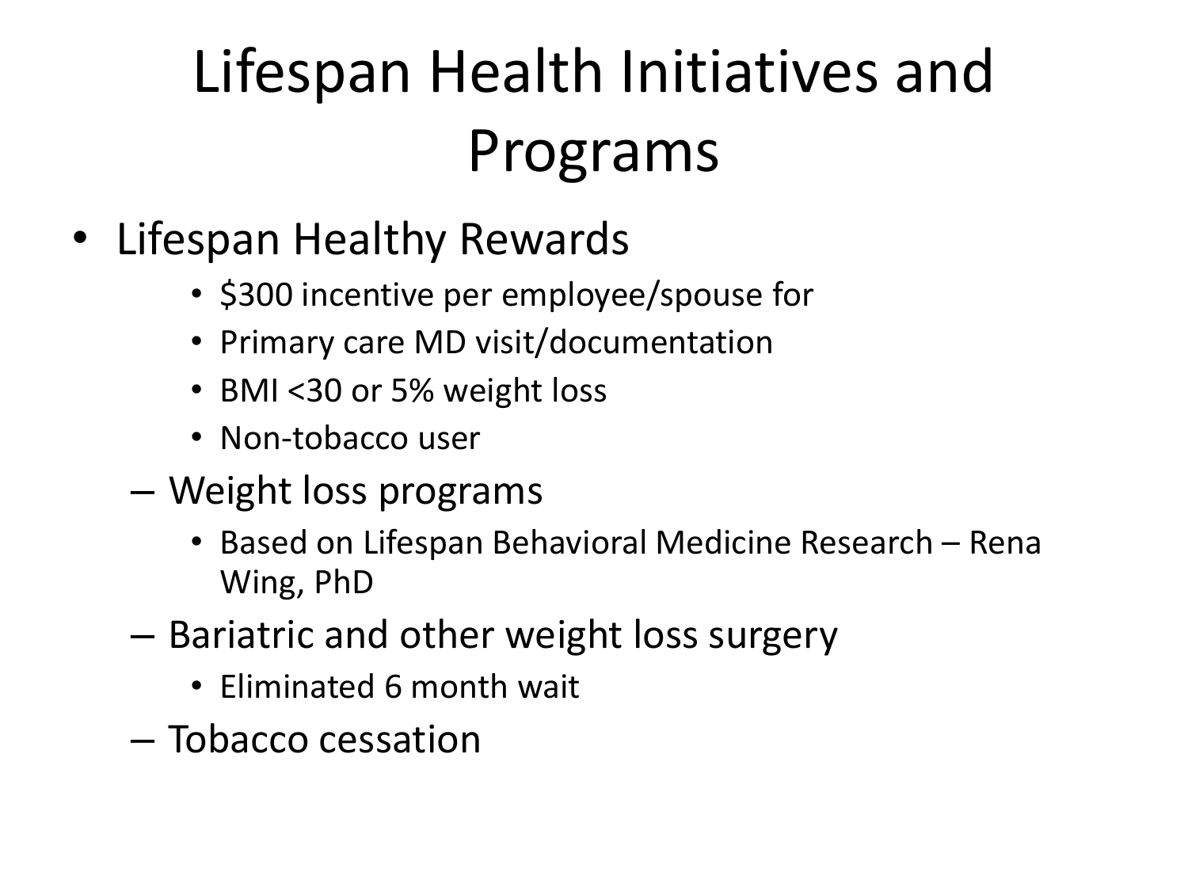# Lifespan Health Initiatives and Programs

- Lifespan Healthy Rewards
    - $300 incentive per employee/spouse for
    - Primary care MD visit/documentation
    - BMI <30 or 5% weight loss
    - Non-tobacco user
  - Weight loss programs
    - Based on Lifespan Behavioral Medicine Research – Rena Wing, PhD
  - Bariatric and other weight loss surgery
    - Eliminated 6 month wait
  - Tobacco cessation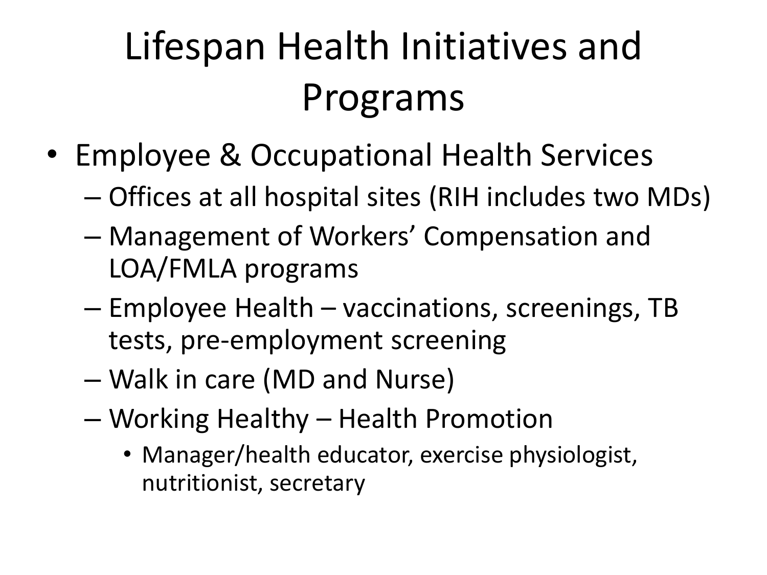# Lifespan Health Initiatives and Programs

- Employee & Occupational Health Services
  - Offices at all hospital sites (RIH includes two MDs)
  - Management of Workers' Compensation and LOA/FMLA programs
  - Employee Health – vaccinations, screenings, TB tests, pre-employment screening
  - Walk in care (MD and Nurse)
  - Working Healthy – Health Promotion
    - Manager/health educator, exercise physiologist, nutritionist, secretary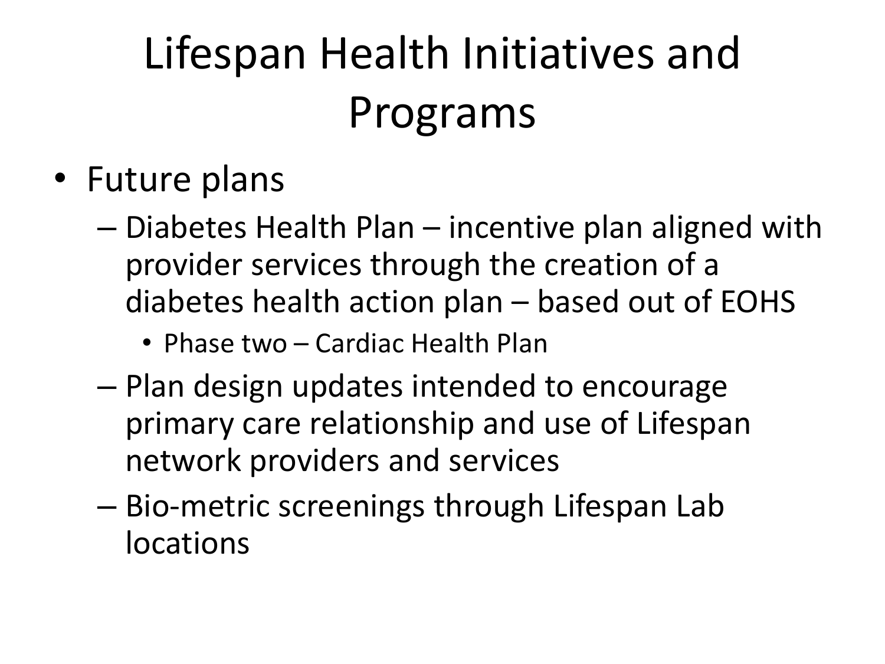# Lifespan Health Initiatives and Programs

- Future plans
  - Diabetes Health Plan – incentive plan aligned with provider services through the creation of a diabetes health action plan – based out of EOHS
    - Phase two – Cardiac Health Plan
  - Plan design updates intended to encourage primary care relationship and use of Lifespan network providers and services
  - Bio-metric screenings through Lifespan Lab locations